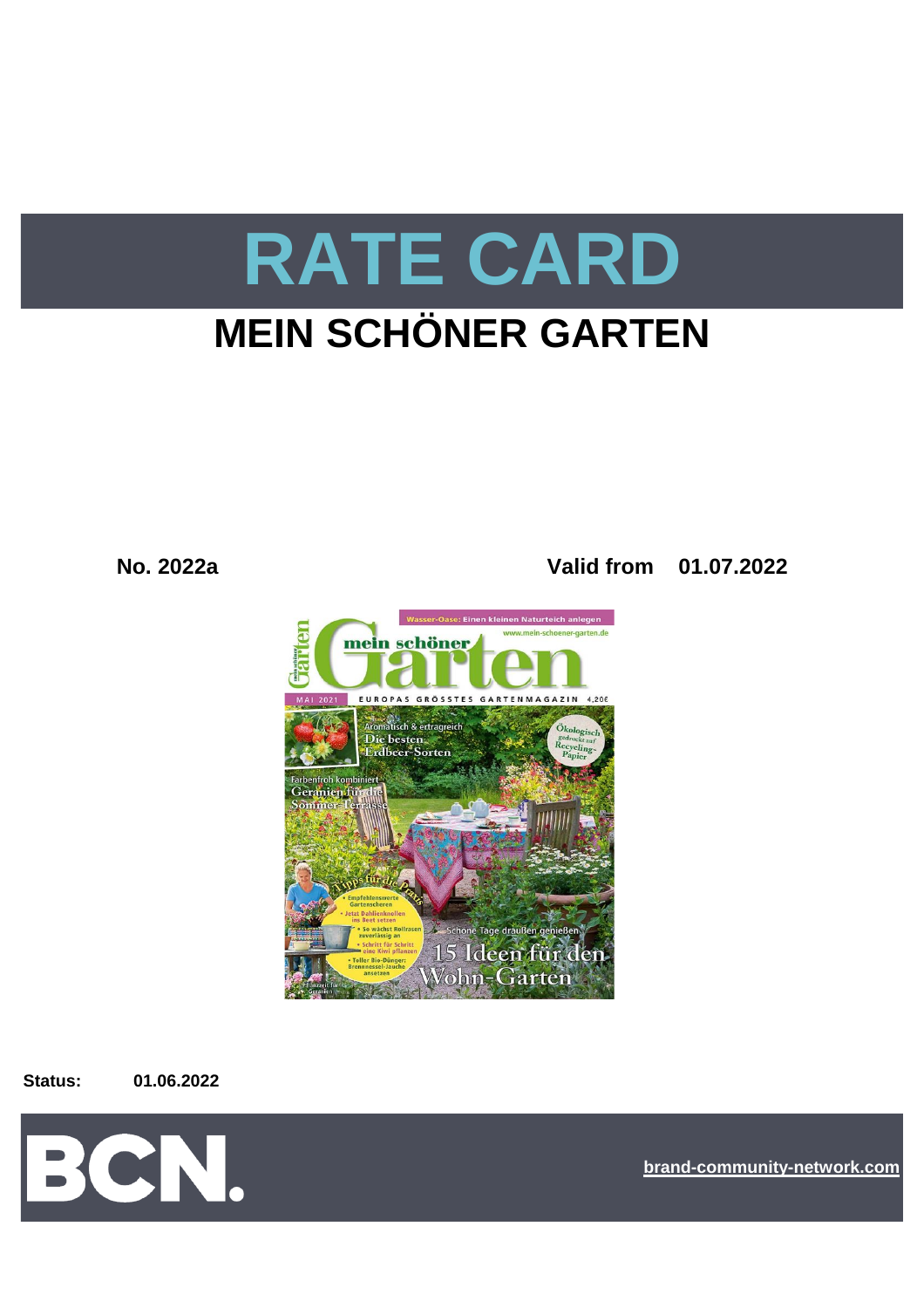# RATE CARD

## MEIN SCHÖNER GARTEN

**No. 2022a** **Valid from 01.07.2022**

**Status:** **01.06.2022**

BCN.

brand-community-network.com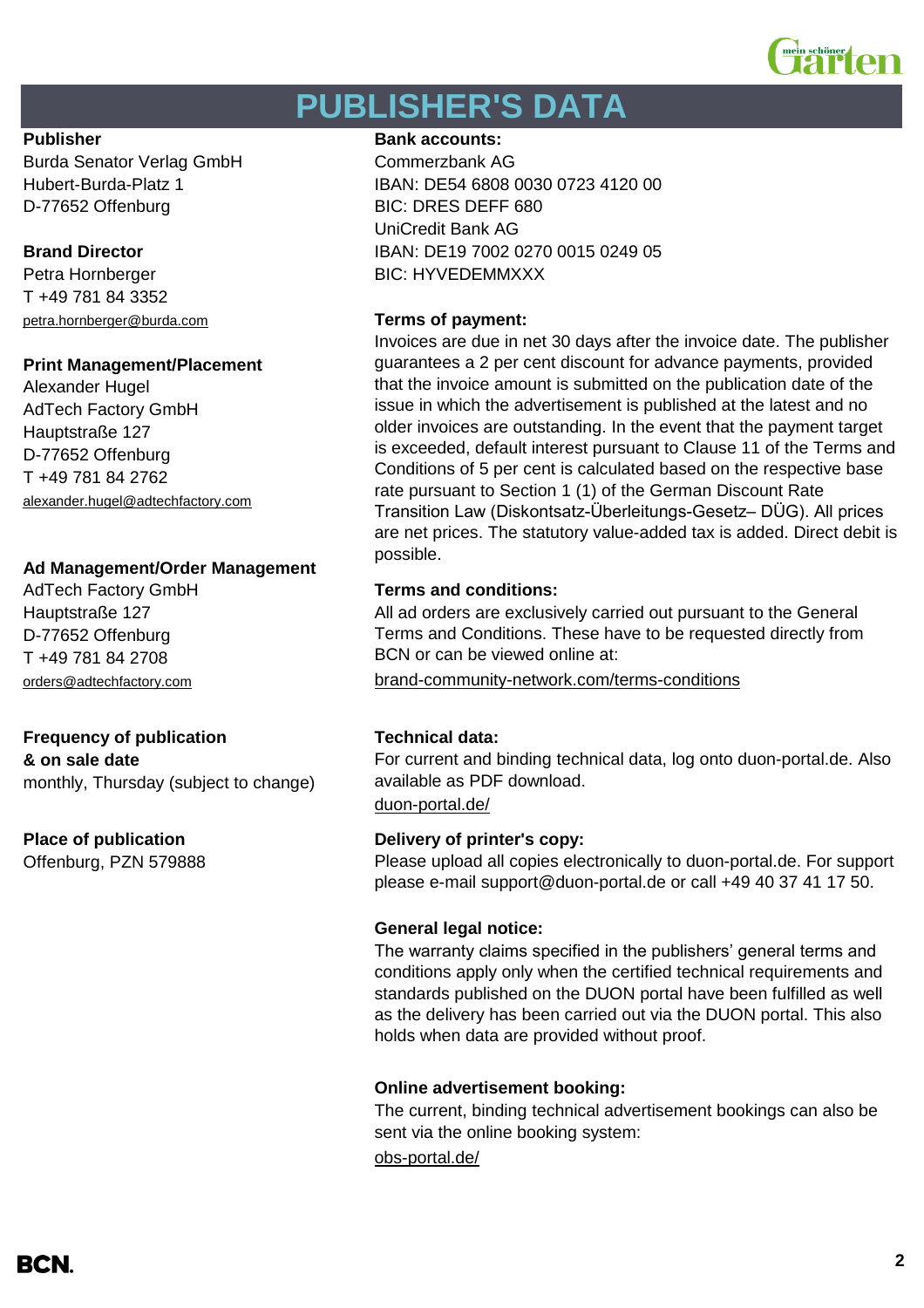# PUBLISHER'S DATA

**Publisher**
Burda Senator Verlag GmbH
Hubert-Burda-Platz 1
D-77652 Offenburg

**Brand Director**
Petra Hornberger
T +49 781 84 3352
petra.hornberger@burda.com

**Print Management/Placement**
Alexander Hugel
AdTech Factory GmbH
Hauptstraße 127
D-77652 Offenburg
T +49 781 84 2762
alexander.hugel@adtechfactory.com

**Ad Management/Order Management**
AdTech Factory GmbH
Hauptstraße 127
D-77652 Offenburg
T +49 781 84 2708
orders@adtechfactory.com

**Frequency of publication & on sale date**
monthly, Thursday (subject to change)

**Place of publication**
Offenburg, PZN 579888

**Bank accounts:**
Commerzbank AG
IBAN: DE54 6808 0030 0723 4120 00
BIC: DRES DEFF 680
UniCredit Bank AG
IBAN: DE19 7002 0270 0015 0249 05
BIC: HYVEDEMMXXX

**Terms of payment:**
Invoices are due in net 30 days after the invoice date. The publisher guarantees a 2 per cent discount for advance payments, provided that the invoice amount is submitted on the publication date of the issue in which the advertisement is published at the latest and no older invoices are outstanding. In the event that the payment target is exceeded, default interest pursuant to Clause 11 of the Terms and Conditions of 5 per cent is calculated based on the respective base rate pursuant to Section 1 (1) of the German Discount Rate Transition Law (Diskontsatz-Überleitungs-Gesetz– DÜG). All prices are net prices. The statutory value-added tax is added. Direct debit is possible.

**Terms and conditions:**
All ad orders are exclusively carried out pursuant to the General Terms and Conditions. These have to be requested directly from BCN or can be viewed online at:
brand-community-network.com/terms-conditions

**Technical data:**
For current and binding technical data, log onto duon-portal.de. Also available as PDF download.
duon-portal.de/

**Delivery of printer's copy:**
Please upload all copies electronically to duon-portal.de. For support please e-mail support@duon-portal.de or call +49 40 37 41 17 50.

**General legal notice:**
The warranty claims specified in the publishers' general terms and conditions apply only when the certified technical requirements and standards published on the DUON portal have been fulfilled as well as the delivery has been carried out via the DUON portal. This also holds when data are provided without proof.

**Online advertisement booking:**
The current, binding technical advertisement bookings can also be sent via the online booking system:
obs-portal.de/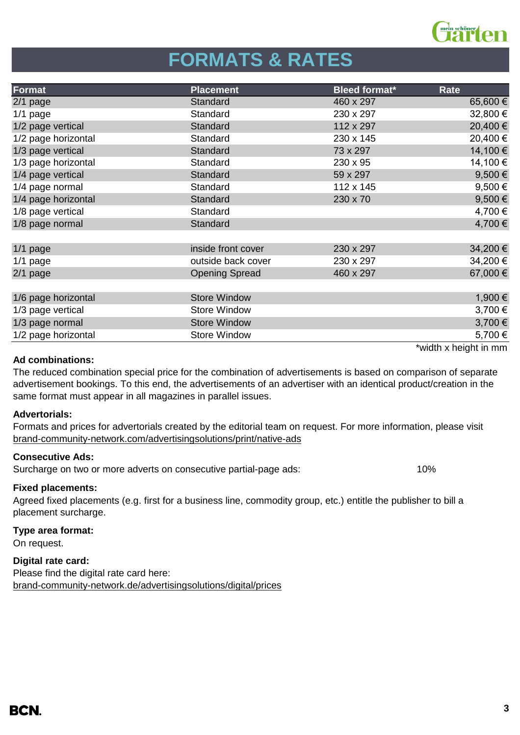# FORMATS & RATES

| Format | Placement | Bleed format* | Rate |
|---|---|---|---|
| 2/1 page | Standard | 460 x 297 | 65,600 € |
| 1/1 page | Standard | 230 x 297 | 32,800 € |
| 1/2 page vertical | Standard | 112 x 297 | 20,400 € |
| 1/2 page horizontal | Standard | 230 x 145 | 20,400 € |
| 1/3 page vertical | Standard | 73 x 297 | 14,100 € |
| 1/3 page horizontal | Standard | 230 x 95 | 14,100 € |
| 1/4 page vertical | Standard | 59 x 297 | 9,500 € |
| 1/4 page normal | Standard | 112 x 145 | 9,500 € |
| 1/4 page horizontal | Standard | 230 x 70 | 9,500 € |
| 1/8 page vertical | Standard | | 4,700 € |
| 1/8 page normal | Standard | | 4,700 € |
| | | | |
| 1/1 page | inside front cover | 230 x 297 | 34,200 € |
| 1/1 page | outside back cover | 230 x 297 | 34,200 € |
| 2/1 page | Opening Spread | 460 x 297 | 67,000 € |
| | | | |
| 1/6 page horizontal | Store Window | | 1,900 € |
| 1/3 page vertical | Store Window | | 3,700 € |
| 1/3 page normal | Store Window | | 3,700 € |
| 1/2 page horizontal | Store Window | | 5,700 € |

*width x height in mm

**Ad combinations:**

The reduced combination special price for the combination of advertisements is based on comparison of separate advertisement bookings. To this end, the advertisements of an advertiser with an identical product/creation in the same format must appear in all magazines in parallel issues.

**Advertorials:**

Formats and prices for advertorials created by the editorial team on request. For more information, please visit brand-community-network.com/advertisingsolutions/print/native-ads

**Consecutive Ads:**

Surcharge on two or more adverts on consecutive partial-page ads: 10%

**Fixed placements:**

Agreed fixed placements (e.g. first for a business line, commodity group, etc.) entitle the publisher to bill a placement surcharge.

**Type area format:**

On request.

**Digital rate card:**

Please find the digital rate card here:
brand-community-network.de/advertisingsolutions/digital/prices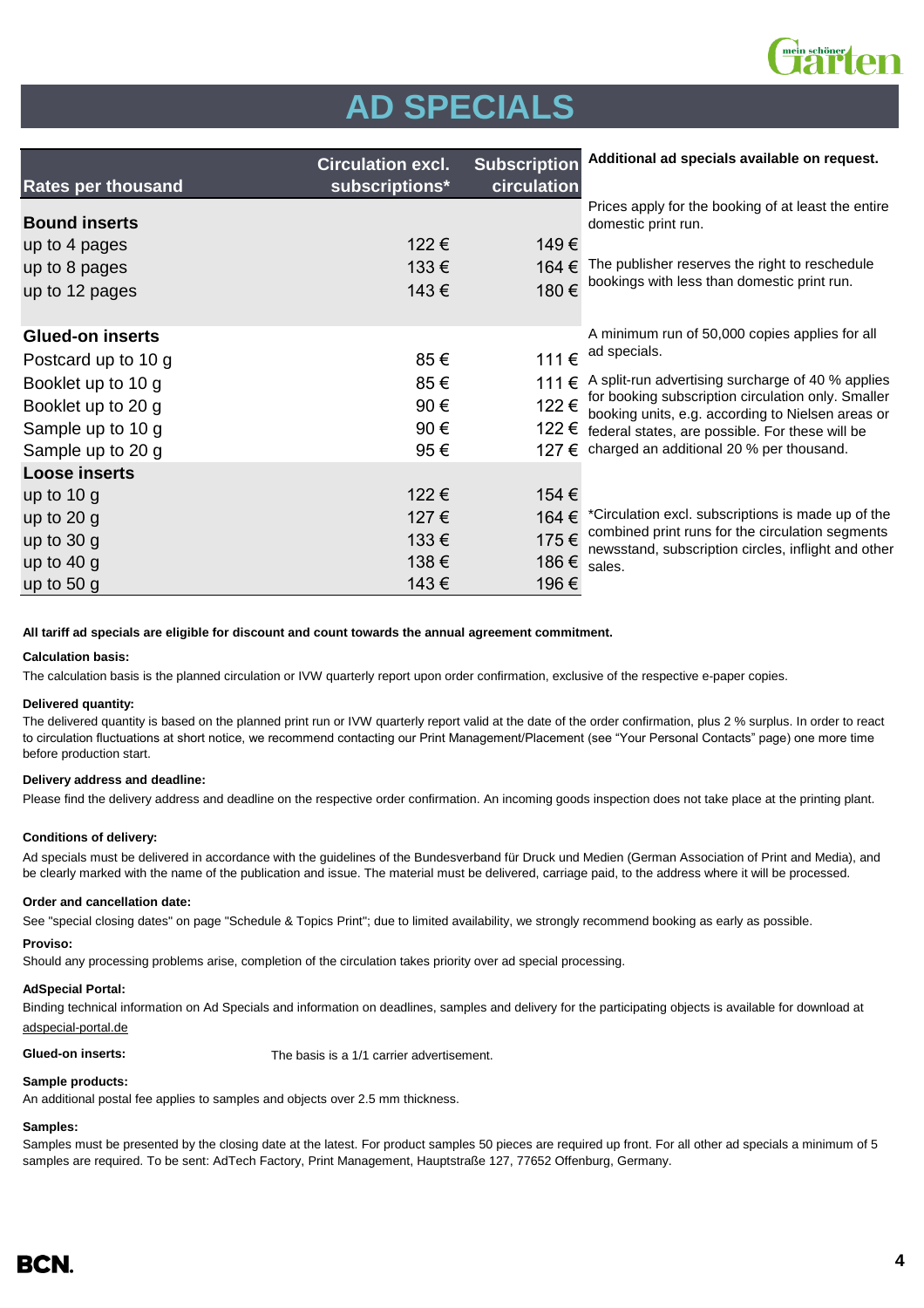# AD SPECIALS

| Rates per thousand | Circulation excl. subscriptions* | Subscription circulation |
|---|---|---|
| **Bound inserts** | | |
| up to 4 pages | 122 € | 149 € |
| up to 8 pages | 133 € | 164 € |
| up to 12 pages | 143 € | 180 € |
| **Glued-on inserts** | | |
| Postcard up to 10 g | 85 € | 111 € |
| Booklet up to 10 g | 85 € | 111 € |
| Booklet up to 20 g | 90 € | 122 € |
| Sample up to 10 g | 90 € | 122 € |
| Sample up to 20 g | 95 € | 127 € |
| **Loose inserts** | | |
| up to 10 g | 122 € | 154 € |
| up to 20 g | 127 € | 164 € |
| up to 30 g | 133 € | 175 € |
| up to 40 g | 138 € | 186 € |
| up to 50 g | 143 € | 196 € |

**Additional ad specials available on request.**

Prices apply for the booking of at least the entire domestic print run.

The publisher reserves the right to reschedule bookings with less than domestic print run.

A minimum run of 50,000 copies applies for all ad specials.

A split-run advertising surcharge of 40 % applies for booking subscription circulation only. Smaller booking units, e.g. according to Nielsen areas or federal states, are possible. For these will be charged an additional 20 % per thousand.

*Circulation excl. subscriptions is made up of the combined print runs for the circulation segments newsstand, subscription circles, inflight and other sales.

**All tariff ad specials are eligible for discount and count towards the annual agreement commitment.**

**Calculation basis:**

The calculation basis is the planned circulation or IVW quarterly report upon order confirmation, exclusive of the respective e-paper copies.

**Delivered quantity:**

The delivered quantity is based on the planned print run or IVW quarterly report valid at the date of the order confirmation, plus 2 % surplus. In order to react to circulation fluctuations at short notice, we recommend contacting our Print Management/Placement (see "Your Personal Contacts" page) one more time before production start.

**Delivery address and deadline:**

Please find the delivery address and deadline on the respective order confirmation. An incoming goods inspection does not take place at the printing plant.

**Conditions of delivery:**

Ad specials must be delivered in accordance with the guidelines of the Bundesverband für Druck und Medien (German Association of Print and Media), and be clearly marked with the name of the publication and issue. The material must be delivered, carriage paid, to the address where it will be processed.

**Order and cancellation date:**

See "special closing dates" on page "Schedule & Topics Print"; due to limited availability, we strongly recommend booking as early as possible.

**Proviso:**

Should any processing problems arise, completion of the circulation takes priority over ad special processing.

**AdSpecial Portal:**

Binding technical information on Ad Specials and information on deadlines, samples and delivery for the participating objects is available for download at adspecial-portal.de

**Glued-on inserts:** The basis is a 1/1 carrier advertisement.

**Sample products:**

An additional postal fee applies to samples and objects over 2.5 mm thickness.

**Samples:**

Samples must be presented by the closing date at the latest. For product samples 50 pieces are required up front. For all other ad specials a minimum of 5 samples are required. To be sent: AdTech Factory, Print Management, Hauptstraße 127, 77652 Offenburg, Germany.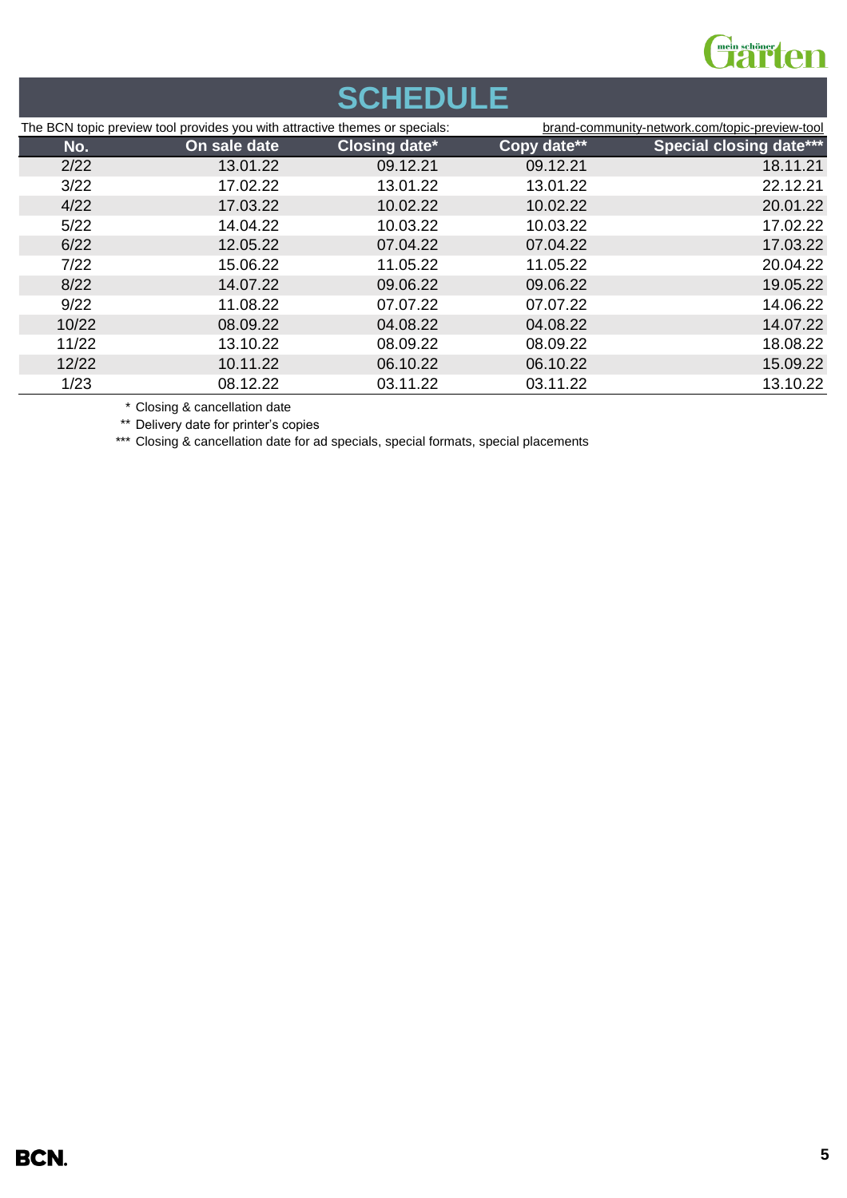# SCHEDULE

The BCN topic preview tool provides you with attractive themes or specials: brand-community-network.com/topic-preview-tool

| No. | On sale date | Closing date* | Copy date** | Special closing date*** |
|---|---|---|---|---|
| 2/22 | 13.01.22 | 09.12.21 | 09.12.21 | 18.11.21 |
| 3/22 | 17.02.22 | 13.01.22 | 13.01.22 | 22.12.21 |
| 4/22 | 17.03.22 | 10.02.22 | 10.02.22 | 20.01.22 |
| 5/22 | 14.04.22 | 10.03.22 | 10.03.22 | 17.02.22 |
| 6/22 | 12.05.22 | 07.04.22 | 07.04.22 | 17.03.22 |
| 7/22 | 15.06.22 | 11.05.22 | 11.05.22 | 20.04.22 |
| 8/22 | 14.07.22 | 09.06.22 | 09.06.22 | 19.05.22 |
| 9/22 | 11.08.22 | 07.07.22 | 07.07.22 | 14.06.22 |
| 10/22 | 08.09.22 | 04.08.22 | 04.08.22 | 14.07.22 |
| 11/22 | 13.10.22 | 08.09.22 | 08.09.22 | 18.08.22 |
| 12/22 | 10.11.22 | 06.10.22 | 06.10.22 | 15.09.22 |
| 1/23 | 08.12.22 | 03.11.22 | 03.11.22 | 13.10.22 |

\* Closing & cancellation date

** Delivery date for printer's copies

*** Closing & cancellation date for ad specials, special formats, special placements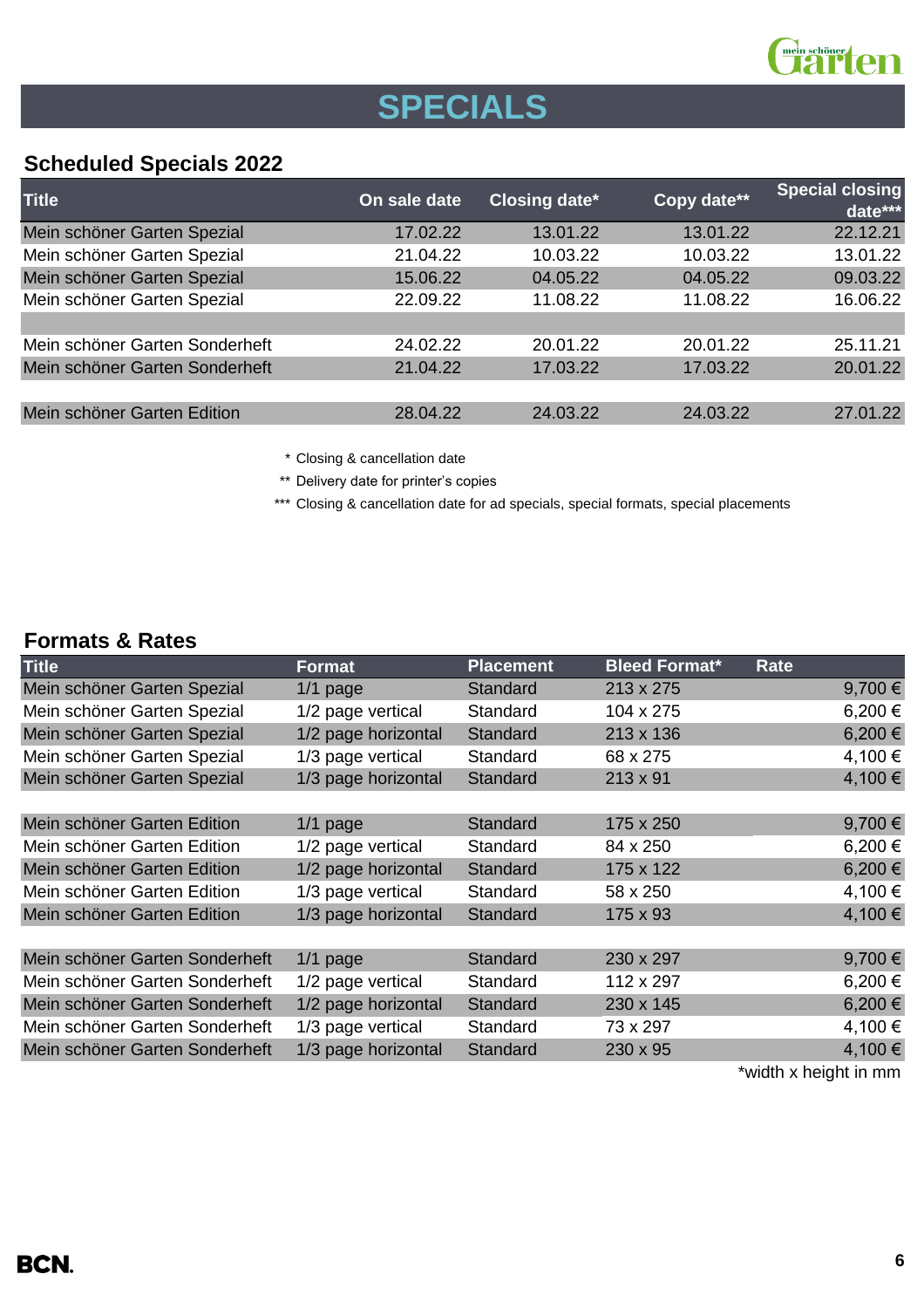# SPECIALS

## Scheduled Specials 2022

| Title | On sale date | Closing date* | Copy date** | Special closing date*** |
|---|---|---|---|---|
| Mein schöner Garten Spezial | 17.02.22 | 13.01.22 | 13.01.22 | 22.12.21 |
| Mein schöner Garten Spezial | 21.04.22 | 10.03.22 | 10.03.22 | 13.01.22 |
| Mein schöner Garten Spezial | 15.06.22 | 04.05.22 | 04.05.22 | 09.03.22 |
| Mein schöner Garten Spezial | 22.09.22 | 11.08.22 | 11.08.22 | 16.06.22 |
| | | | | |
| Mein schöner Garten Sonderheft | 24.02.22 | 20.01.22 | 20.01.22 | 25.11.21 |
| Mein schöner Garten Sonderheft | 21.04.22 | 17.03.22 | 17.03.22 | 20.01.22 |
| | | | | |
| Mein schöner Garten Edition | 28.04.22 | 24.03.22 | 24.03.22 | 27.01.22 |

\* Closing & cancellation date

** Delivery date for printer's copies

*** Closing & cancellation date for ad specials, special formats, special placements

## Formats & Rates

| Title | Format | Placement | Bleed Format* | Rate |
|---|---|---|---|---|
| Mein schöner Garten Spezial | 1/1 page | Standard | 213 x 275 | 9,700 € |
| Mein schöner Garten Spezial | 1/2 page vertical | Standard | 104 x 275 | 6,200 € |
| Mein schöner Garten Spezial | 1/2 page horizontal | Standard | 213 x 136 | 6,200 € |
| Mein schöner Garten Spezial | 1/3 page vertical | Standard | 68 x 275 | 4,100 € |
| Mein schöner Garten Spezial | 1/3 page horizontal | Standard | 213 x 91 | 4,100 € |
| | | | | |
| Mein schöner Garten Edition | 1/1 page | Standard | 175 x 250 | 9,700 € |
| Mein schöner Garten Edition | 1/2 page vertical | Standard | 84 x 250 | 6,200 € |
| Mein schöner Garten Edition | 1/2 page horizontal | Standard | 175 x 122 | 6,200 € |
| Mein schöner Garten Edition | 1/3 page vertical | Standard | 58 x 250 | 4,100 € |
| Mein schöner Garten Edition | 1/3 page horizontal | Standard | 175 x 93 | 4,100 € |
| | | | | |
| Mein schöner Garten Sonderheft | 1/1 page | Standard | 230 x 297 | 9,700 € |
| Mein schöner Garten Sonderheft | 1/2 page vertical | Standard | 112 x 297 | 6,200 € |
| Mein schöner Garten Sonderheft | 1/2 page horizontal | Standard | 230 x 145 | 6,200 € |
| Mein schöner Garten Sonderheft | 1/3 page vertical | Standard | 73 x 297 | 4,100 € |
| Mein schöner Garten Sonderheft | 1/3 page horizontal | Standard | 230 x 95 | 4,100 € |

*width x height in mm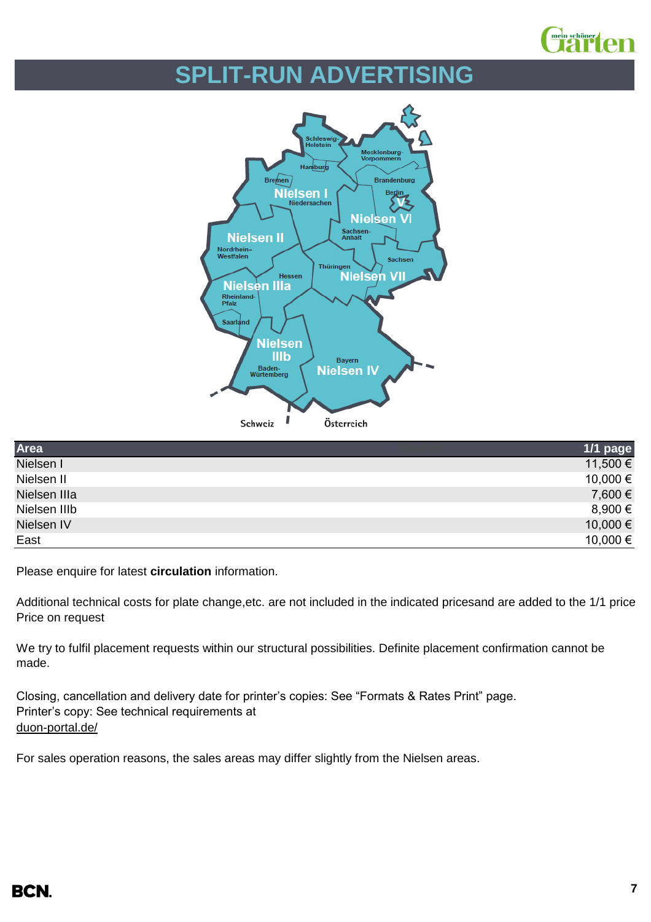# SPLIT-RUN ADVERTISING

| Area | 1/1 page |
|---|---|
| Nielsen I | 11,500 € |
| Nielsen II | 10,000 € |
| Nielsen IIIa | 7,600 € |
| Nielsen IIIb | 8,900 € |
| Nielsen IV | 10,000 € |
| East | 10,000 € |

Please enquire for latest **circulation** information.

Additional technical costs for plate change,etc. are not included in the indicated pricesand are added to the 1/1 price
Price on request

We try to fulfil placement requests within our structural possibilities. Definite placement confirmation cannot be made.

Closing, cancellation and delivery date for printer's copies: See "Formats & Rates Print" page.
Printer's copy: See technical requirements at
duon-portal.de/

For sales operation reasons, the sales areas may differ slightly from the Nielsen areas.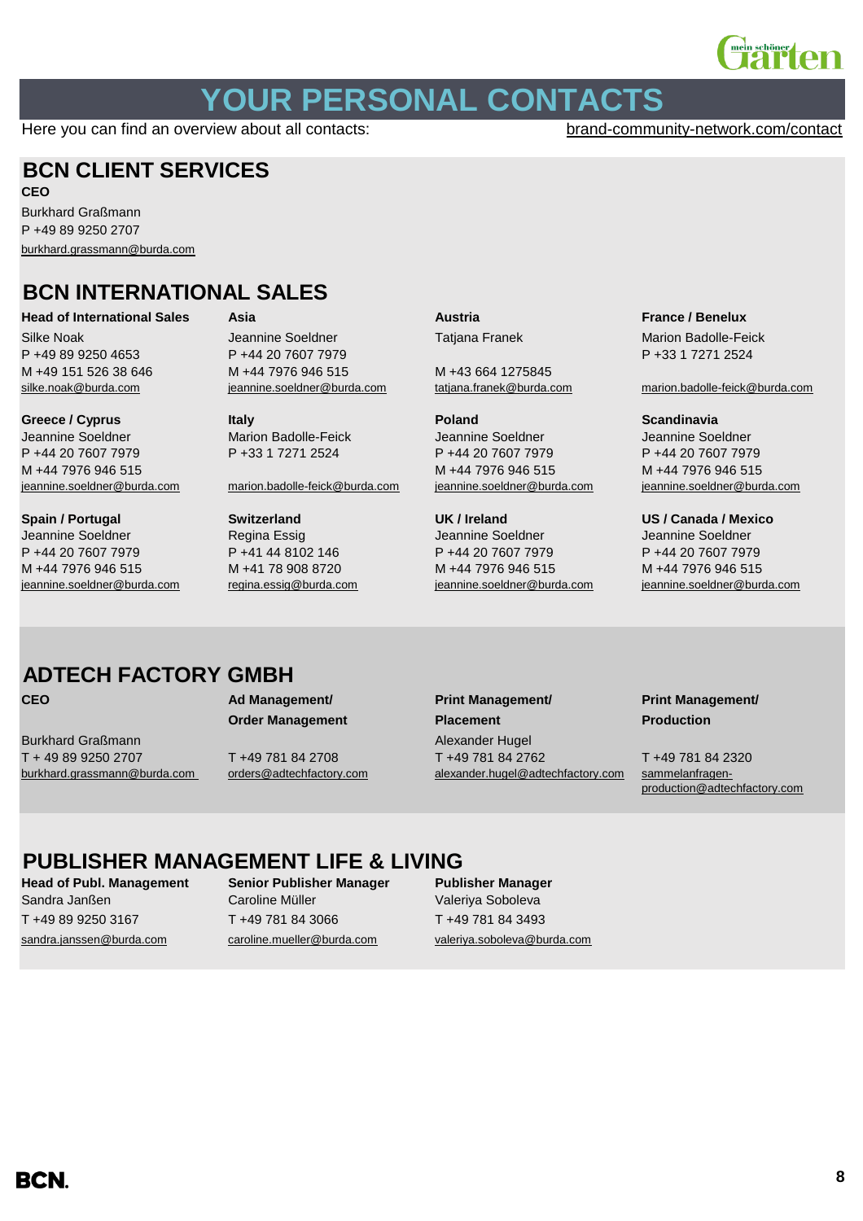# YOUR PERSONAL CONTACTS

Here you can find an overview about all contacts: brand-community-network.com/contact

## BCN CLIENT SERVICES

**CEO**
Burkhard Graßmann
P +49 89 9250 2707
burkhard.grassmann@burda.com

## BCN INTERNATIONAL SALES

**Head of International Sales**
Silke Noak
P +49 89 9250 4653
M +49 151 526 38 646
silke.noak@burda.com

**Asia**
Jeannine Soeldner
P +44 20 7607 7979
M +44 7976 946 515
jeannine.soeldner@burda.com

**Austria**
Tatjana Franek
M +43 664 1275845
tatjana.franek@burda.com

**France / Benelux**
Marion Badolle-Feick
P +33 1 7271 2524
marion.badolle-feick@burda.com

**Greece / Cyprus**
Jeannine Soeldner
P +44 20 7607 7979
M +44 7976 946 515
jeannine.soeldner@burda.com

**Italy**
Marion Badolle-Feick
P +33 1 7271 2524
marion.badolle-feick@burda.com

**Poland**
Jeannine Soeldner
P +44 20 7607 7979
M +44 7976 946 515
jeannine.soeldner@burda.com

**Scandinavia**
Jeannine Soeldner
P +44 20 7607 7979
M +44 7976 946 515
jeannine.soeldner@burda.com

**Spain / Portugal**
Jeannine Soeldner
P +44 20 7607 7979
M +44 7976 946 515
jeannine.soeldner@burda.com

**Switzerland**
Regina Essig
P +41 44 8102 146
M +41 78 908 8720
regina.essig@burda.com

**UK / Ireland**
Jeannine Soeldner
P +44 20 7607 7979
M +44 7976 946 515
jeannine.soeldner@burda.com

**US / Canada / Mexico**
Jeannine Soeldner
P +44 20 7607 7979
M +44 7976 946 515
jeannine.soeldner@burda.com

## ADTECH FACTORY GMBH

**CEO**
Burkhard Graßmann
T + 49 89 9250 2707
burkhard.grassmann@burda.com

**Ad Management/ Order Management**
T +49 781 84 2708
orders@adtechfactory.com

**Print Management/ Placement**
Alexander Hugel
T +49 781 84 2762
alexander.hugel@adtechfactory.com

**Print Management/ Production**
T +49 781 84 2320
sammelanfragen-production@adtechfactory.com

## PUBLISHER MANAGEMENT LIFE & LIVING

**Head of Publ. Management**
Sandra Janßen
T +49 89 9250 3167
sandra.janssen@burda.com

**Senior Publisher Manager**
Caroline Müller
T +49 781 84 3066
caroline.mueller@burda.com

**Publisher Manager**
Valeriya Soboleva
T +49 781 84 3493
valeriya.soboleva@burda.com